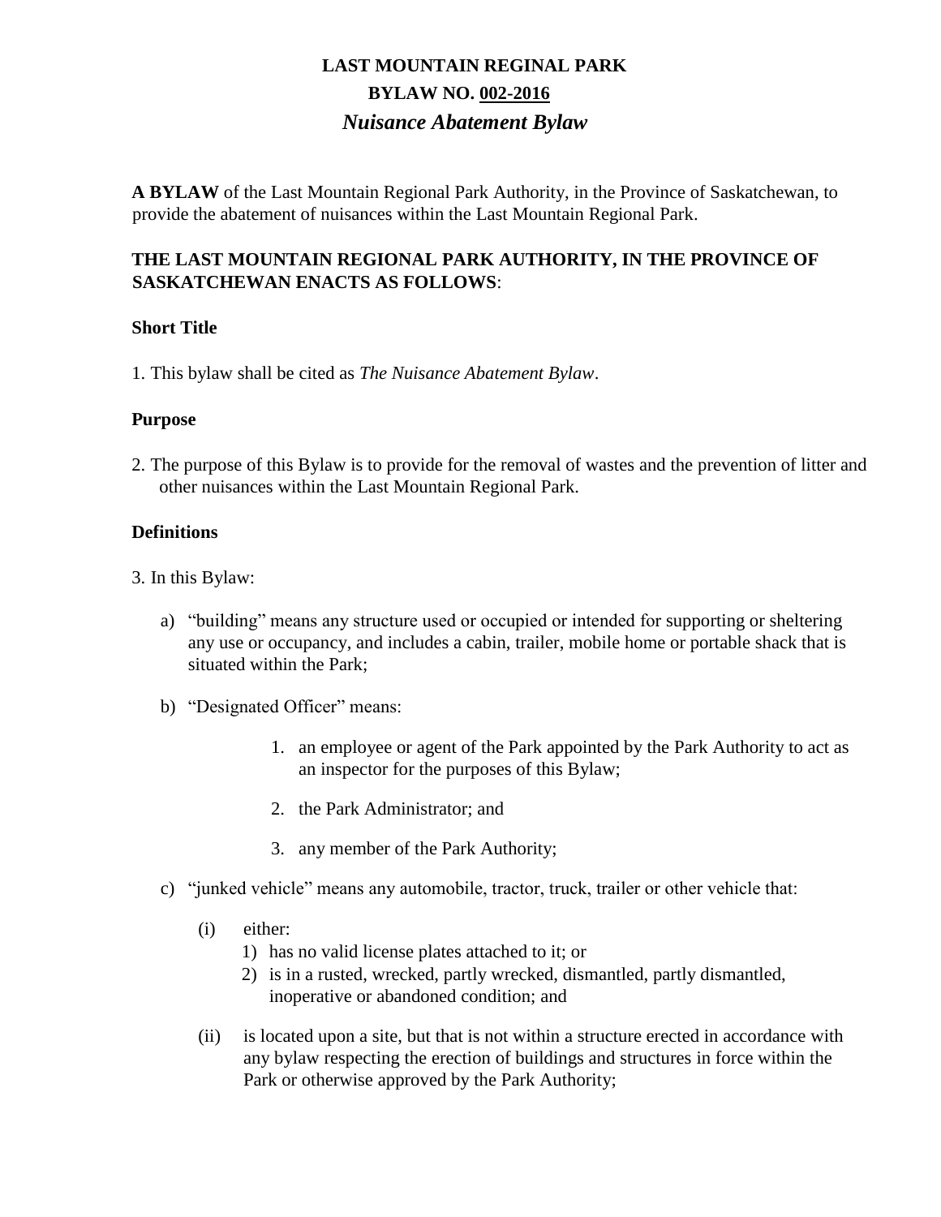# LAST MOUNTAIN REGINAL PARK

## BYLAW NO. 002-2016

### *Nuisance Abatement Bylaw*

**A BYLAW** of the Last Mountain Regional Park Authority, in the Province of Saskatchewan, to provide the abatement of nuisances within the Last Mountain Regional Park.

**THE LAST MOUNTAIN REGIONAL PARK AUTHORITY, IN THE PROVINCE OF SASKATCHEWAN ENACTS AS FOLLOWS**:

**Short Title**

1. This bylaw shall be cited as *The Nuisance Abatement Bylaw*.

**Purpose**

2. The purpose of this Bylaw is to provide for the removal of wastes and the prevention of litter and other nuisances within the Last Mountain Regional Park.

**Definitions**

3. In this Bylaw:

   a) "building" means any structure used or occupied or intended for supporting or sheltering any use or occupancy, and includes a cabin, trailer, mobile home or portable shack that is situated within the Park;

   b) "Designated Officer" means:

      1. an employee or agent of the Park appointed by the Park Authority to act as an inspector for the purposes of this Bylaw;
      2. the Park Administrator; and
      3. any member of the Park Authority;

   c) "junked vehicle" means any automobile, tractor, truck, trailer or other vehicle that:

      (i) either:
         1) has no valid license plates attached to it; or
         2) is in a rusted, wrecked, partly wrecked, dismantled, partly dismantled, inoperative or abandoned condition; and

      (ii) is located upon a site, but that is not within a structure erected in accordance with any bylaw respecting the erection of buildings and structures in force within the Park or otherwise approved by the Park Authority;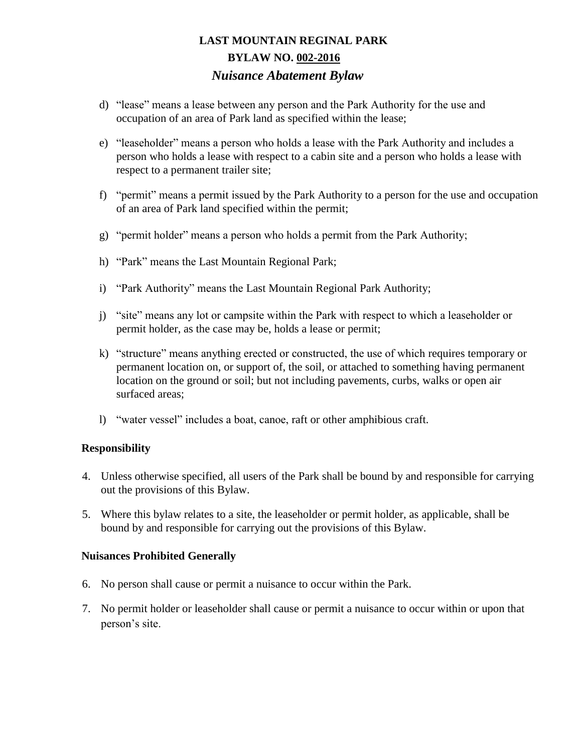d) “lease” means a lease between any person and the Park Authority for the use and occupation of an area of Park land as specified within the lease;

e) “leaseholder” means a person who holds a lease with the Park Authority and includes a person who holds a lease with respect to a cabin site and a person who holds a lease with respect to a permanent trailer site;

f) “permit” means a permit issued by the Park Authority to a person for the use and occupation of an area of Park land specified within the permit;

g) “permit holder” means a person who holds a permit from the Park Authority;

h) “Park” means the Last Mountain Regional Park;

i) “Park Authority” means the Last Mountain Regional Park Authority;

j) “site” means any lot or campsite within the Park with respect to which a leaseholder or permit holder, as the case may be, holds a lease or permit;

k) “structure” means anything erected or constructed, the use of which requires temporary or permanent location on, or support of, the soil, or attached to something having permanent location on the ground or soil; but not including pavements, curbs, walks or open air surfaced areas;

l) “water vessel” includes a boat, canoe, raft or other amphibious craft.

**Responsibility**

4. Unless otherwise specified, all users of the Park shall be bound by and responsible for carrying out the provisions of this Bylaw.

5. Where this bylaw relates to a site, the leaseholder or permit holder, as applicable, shall be bound by and responsible for carrying out the provisions of this Bylaw.

**Nuisances Prohibited Generally**

6. No person shall cause or permit a nuisance to occur within the Park.

7. No permit holder or leaseholder shall cause or permit a nuisance to occur within or upon that person’s site.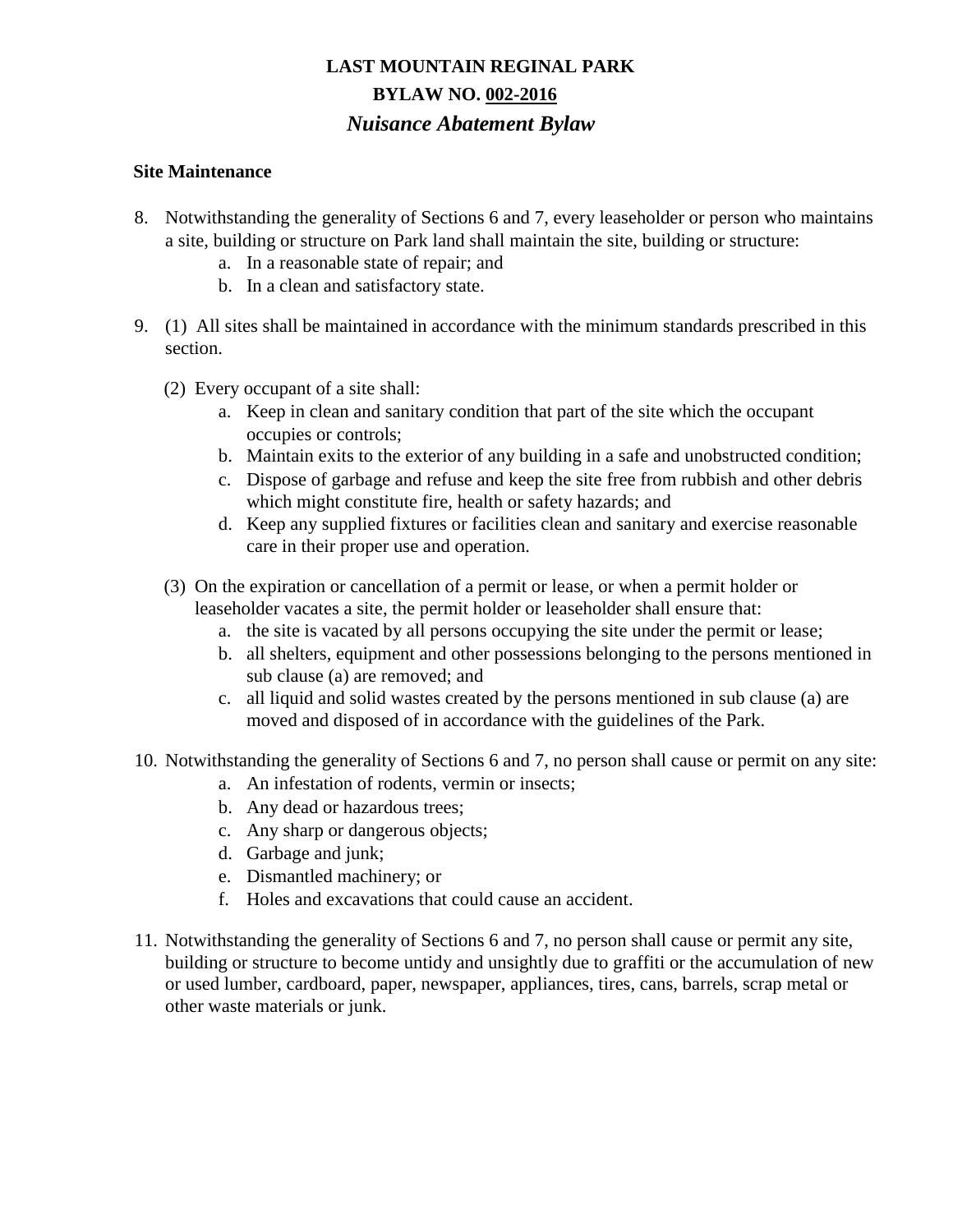# LAST MOUNTAIN REGINAL PARK

## BYLAW NO. 002-2016

## *Nuisance Abatement Bylaw*

**Site Maintenance**

8. Notwithstanding the generality of Sections 6 and 7, every leaseholder or person who maintains a site, building or structure on Park land shall maintain the site, building or structure:
   a. In a reasonable state of repair; and
   b. In a clean and satisfactory state.

9. (1) All sites shall be maintained in accordance with the minimum standards prescribed in this section.

   (2) Every occupant of a site shall:
   a. Keep in clean and sanitary condition that part of the site which the occupant occupies or controls;
   b. Maintain exits to the exterior of any building in a safe and unobstructed condition;
   c. Dispose of garbage and refuse and keep the site free from rubbish and other debris which might constitute fire, health or safety hazards; and
   d. Keep any supplied fixtures or facilities clean and sanitary and exercise reasonable care in their proper use and operation.

   (3) On the expiration or cancellation of a permit or lease, or when a permit holder or leaseholder vacates a site, the permit holder or leaseholder shall ensure that:
   a. the site is vacated by all persons occupying the site under the permit or lease;
   b. all shelters, equipment and other possessions belonging to the persons mentioned in sub clause (a) are removed; and
   c. all liquid and solid wastes created by the persons mentioned in sub clause (a) are moved and disposed of in accordance with the guidelines of the Park.

10. Notwithstanding the generality of Sections 6 and 7, no person shall cause or permit on any site:
    a. An infestation of rodents, vermin or insects;
    b. Any dead or hazardous trees;
    c. Any sharp or dangerous objects;
    d. Garbage and junk;
    e. Dismantled machinery; or
    f. Holes and excavations that could cause an accident.

11. Notwithstanding the generality of Sections 6 and 7, no person shall cause or permit any site, building or structure to become untidy and unsightly due to graffiti or the accumulation of new or used lumber, cardboard, paper, newspaper, appliances, tires, cans, barrels, scrap metal or other waste materials or junk.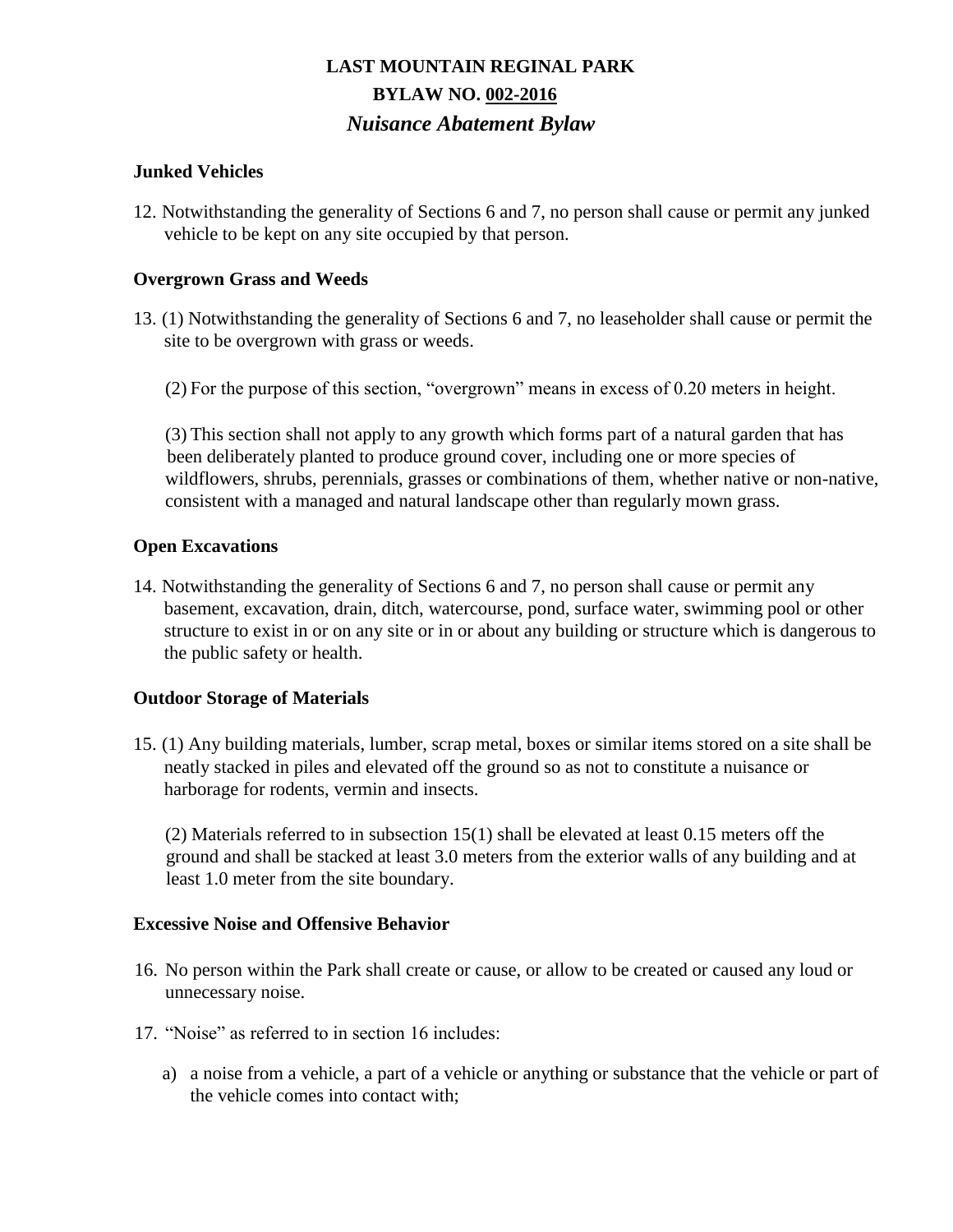# LAST MOUNTAIN REGINAL PARK

## BYLAW NO. 002-2016

### *Nuisance Abatement Bylaw*

**Junked Vehicles**

12. Notwithstanding the generality of Sections 6 and 7, no person shall cause or permit any junked vehicle to be kept on any site occupied by that person.

**Overgrown Grass and Weeds**

13. (1) Notwithstanding the generality of Sections 6 and 7, no leaseholder shall cause or permit the site to be overgrown with grass or weeds.

(2) For the purpose of this section, "overgrown" means in excess of 0.20 meters in height.

(3) This section shall not apply to any growth which forms part of a natural garden that has been deliberately planted to produce ground cover, including one or more species of wildflowers, shrubs, perennials, grasses or combinations of them, whether native or non-native, consistent with a managed and natural landscape other than regularly mown grass.

**Open Excavations**

14. Notwithstanding the generality of Sections 6 and 7, no person shall cause or permit any basement, excavation, drain, ditch, watercourse, pond, surface water, swimming pool or other structure to exist in or on any site or in or about any building or structure which is dangerous to the public safety or health.

**Outdoor Storage of Materials**

15. (1) Any building materials, lumber, scrap metal, boxes or similar items stored on a site shall be neatly stacked in piles and elevated off the ground so as not to constitute a nuisance or harborage for rodents, vermin and insects.

(2) Materials referred to in subsection 15(1) shall be elevated at least 0.15 meters off the ground and shall be stacked at least 3.0 meters from the exterior walls of any building and at least 1.0 meter from the site boundary.

**Excessive Noise and Offensive Behavior**

16. No person within the Park shall create or cause, or allow to be created or caused any loud or unnecessary noise.

17. "Noise" as referred to in section 16 includes:

a) a noise from a vehicle, a part of a vehicle or anything or substance that the vehicle or part of the vehicle comes into contact with;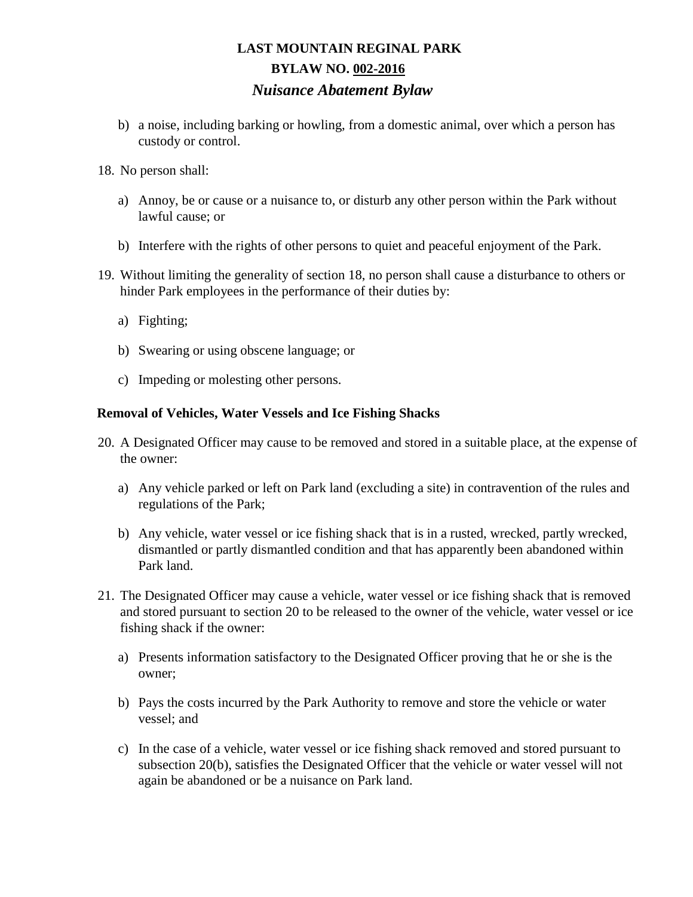b) a noise, including barking or howling, from a domestic animal, over which a person has custody or control.

18. No person shall:

    a) Annoy, be or cause or a nuisance to, or disturb any other person within the Park without lawful cause; or

    b) Interfere with the rights of other persons to quiet and peaceful enjoyment of the Park.

19. Without limiting the generality of section 18, no person shall cause a disturbance to others or hinder Park employees in the performance of their duties by:

    a) Fighting;

    b) Swearing or using obscene language; or

    c) Impeding or molesting other persons.

**Removal of Vehicles, Water Vessels and Ice Fishing Shacks**

20. A Designated Officer may cause to be removed and stored in a suitable place, at the expense of the owner:

    a) Any vehicle parked or left on Park land (excluding a site) in contravention of the rules and regulations of the Park;

    b) Any vehicle, water vessel or ice fishing shack that is in a rusted, wrecked, partly wrecked, dismantled or partly dismantled condition and that has apparently been abandoned within Park land.

21. The Designated Officer may cause a vehicle, water vessel or ice fishing shack that is removed and stored pursuant to section 20 to be released to the owner of the vehicle, water vessel or ice fishing shack if the owner:

    a) Presents information satisfactory to the Designated Officer proving that he or she is the owner;

    b) Pays the costs incurred by the Park Authority to remove and store the vehicle or water vessel; and

    c) In the case of a vehicle, water vessel or ice fishing shack removed and stored pursuant to subsection 20(b), satisfies the Designated Officer that the vehicle or water vessel will not again be abandoned or be a nuisance on Park land.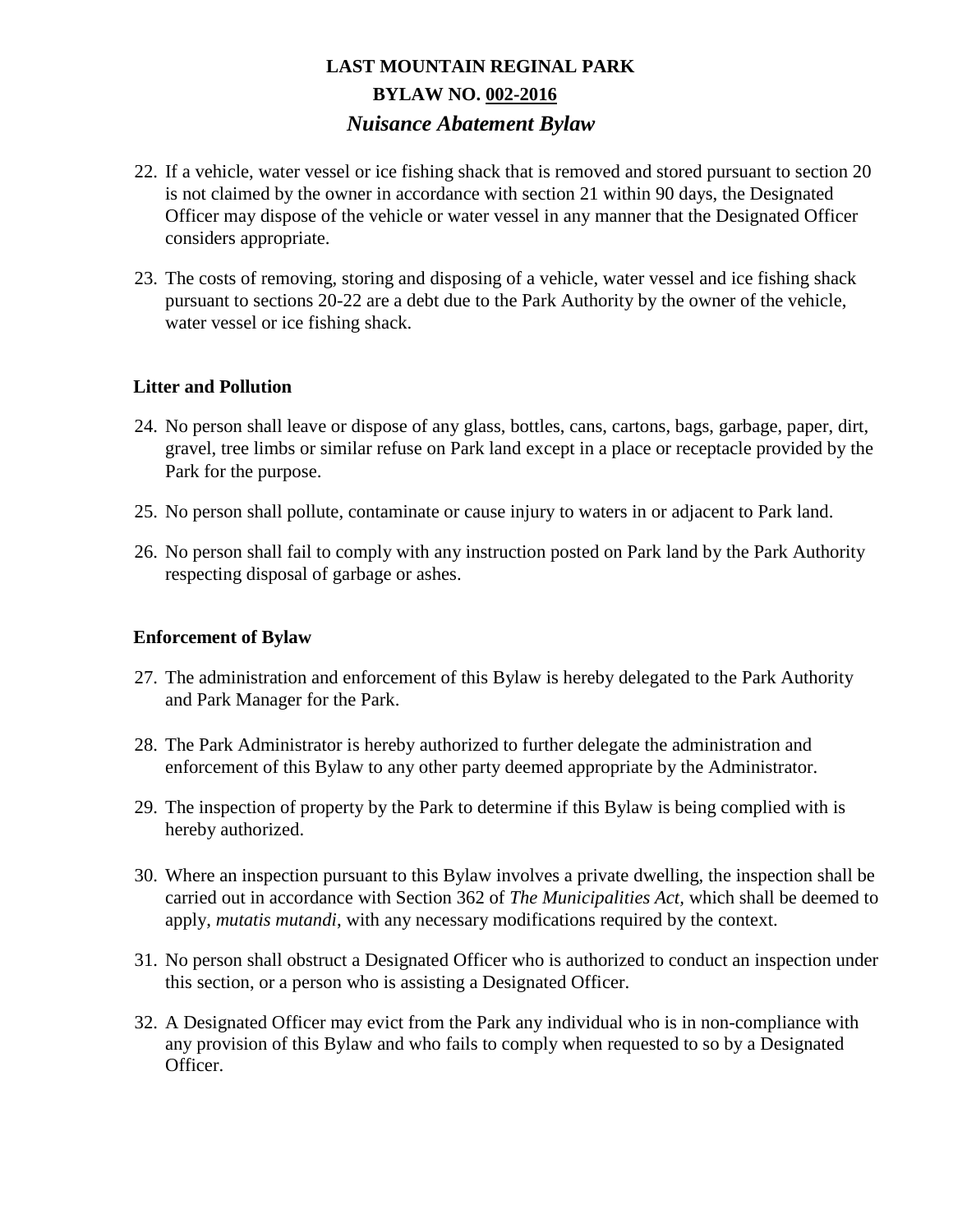22. If a vehicle, water vessel or ice fishing shack that is removed and stored pursuant to section 20 is not claimed by the owner in accordance with section 21 within 90 days, the Designated Officer may dispose of the vehicle or water vessel in any manner that the Designated Officer considers appropriate.

23. The costs of removing, storing and disposing of a vehicle, water vessel and ice fishing shack pursuant to sections 20-22 are a debt due to the Park Authority by the owner of the vehicle, water vessel or ice fishing shack.

**Litter and Pollution**

24. No person shall leave or dispose of any glass, bottles, cans, cartons, bags, garbage, paper, dirt, gravel, tree limbs or similar refuse on Park land except in a place or receptacle provided by the Park for the purpose.

25. No person shall pollute, contaminate or cause injury to waters in or adjacent to Park land.

26. No person shall fail to comply with any instruction posted on Park land by the Park Authority respecting disposal of garbage or ashes.

**Enforcement of Bylaw**

27. The administration and enforcement of this Bylaw is hereby delegated to the Park Authority and Park Manager for the Park.

28. The Park Administrator is hereby authorized to further delegate the administration and enforcement of this Bylaw to any other party deemed appropriate by the Administrator.

29. The inspection of property by the Park to determine if this Bylaw is being complied with is hereby authorized.

30. Where an inspection pursuant to this Bylaw involves a private dwelling, the inspection shall be carried out in accordance with Section 362 of *The Municipalities Act,* which shall be deemed to apply, *mutatis mutandi*, with any necessary modifications required by the context.

31. No person shall obstruct a Designated Officer who is authorized to conduct an inspection under this section, or a person who is assisting a Designated Officer.

32. A Designated Officer may evict from the Park any individual who is in non-compliance with any provision of this Bylaw and who fails to comply when requested to so by a Designated Officer.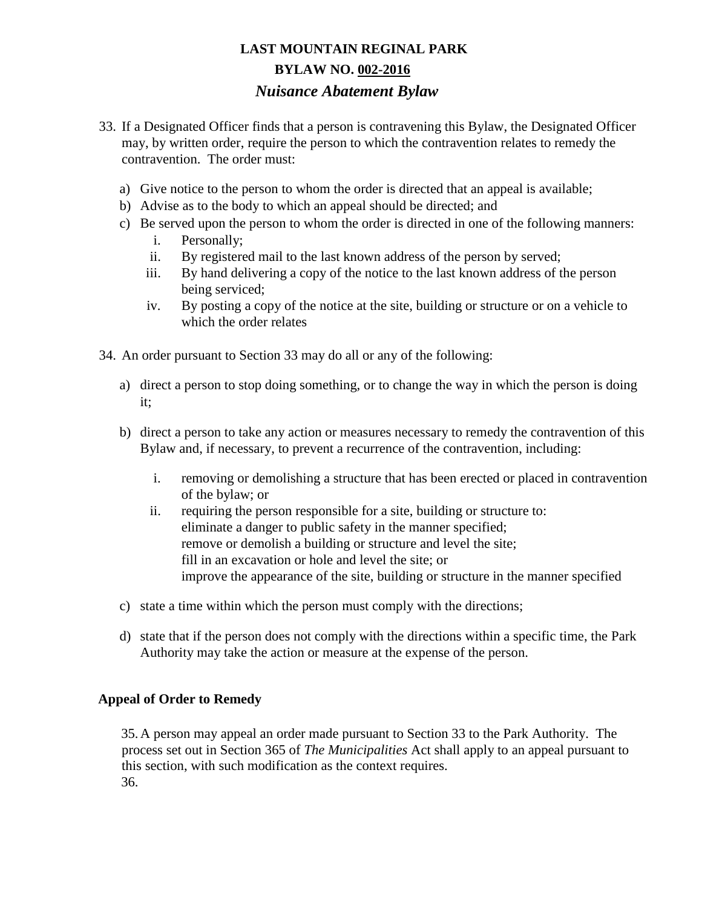# LAST MOUNTAIN REGINAL PARK

## BYLAW NO. 002-2016

### *Nuisance Abatement Bylaw*

33. If a Designated Officer finds that a person is contravening this Bylaw, the Designated Officer may, by written order, require the person to which the contravention relates to remedy the contravention. The order must:

    a) Give notice to the person to whom the order is directed that an appeal is available;
    b) Advise as to the body to which an appeal should be directed; and
    c) Be served upon the person to whom the order is directed in one of the following manners:
        i. Personally;
        ii. By registered mail to the last known address of the person by served;
        iii. By hand delivering a copy of the notice to the last known address of the person being serviced;
        iv. By posting a copy of the notice at the site, building or structure or on a vehicle to which the order relates

34. An order pursuant to Section 33 may do all or any of the following:

    a) direct a person to stop doing something, or to change the way in which the person is doing it;

    b) direct a person to take any action or measures necessary to remedy the contravention of this Bylaw and, if necessary, to prevent a recurrence of the contravention, including:

        i. removing or demolishing a structure that has been erected or placed in contravention of the bylaw; or
        ii. requiring the person responsible for a site, building or structure to:
            eliminate a danger to public safety in the manner specified;
            remove or demolish a building or structure and level the site;
            fill in an excavation or hole and level the site; or
            improve the appearance of the site, building or structure in the manner specified

    c) state a time within which the person must comply with the directions;

    d) state that if the person does not comply with the directions within a specific time, the Park Authority may take the action or measure at the expense of the person.

**Appeal of Order to Remedy**

35. A person may appeal an order made pursuant to Section 33 to the Park Authority. The process set out in Section 365 of *The Municipalities* Act shall apply to an appeal pursuant to this section, with such modification as the context requires.

36.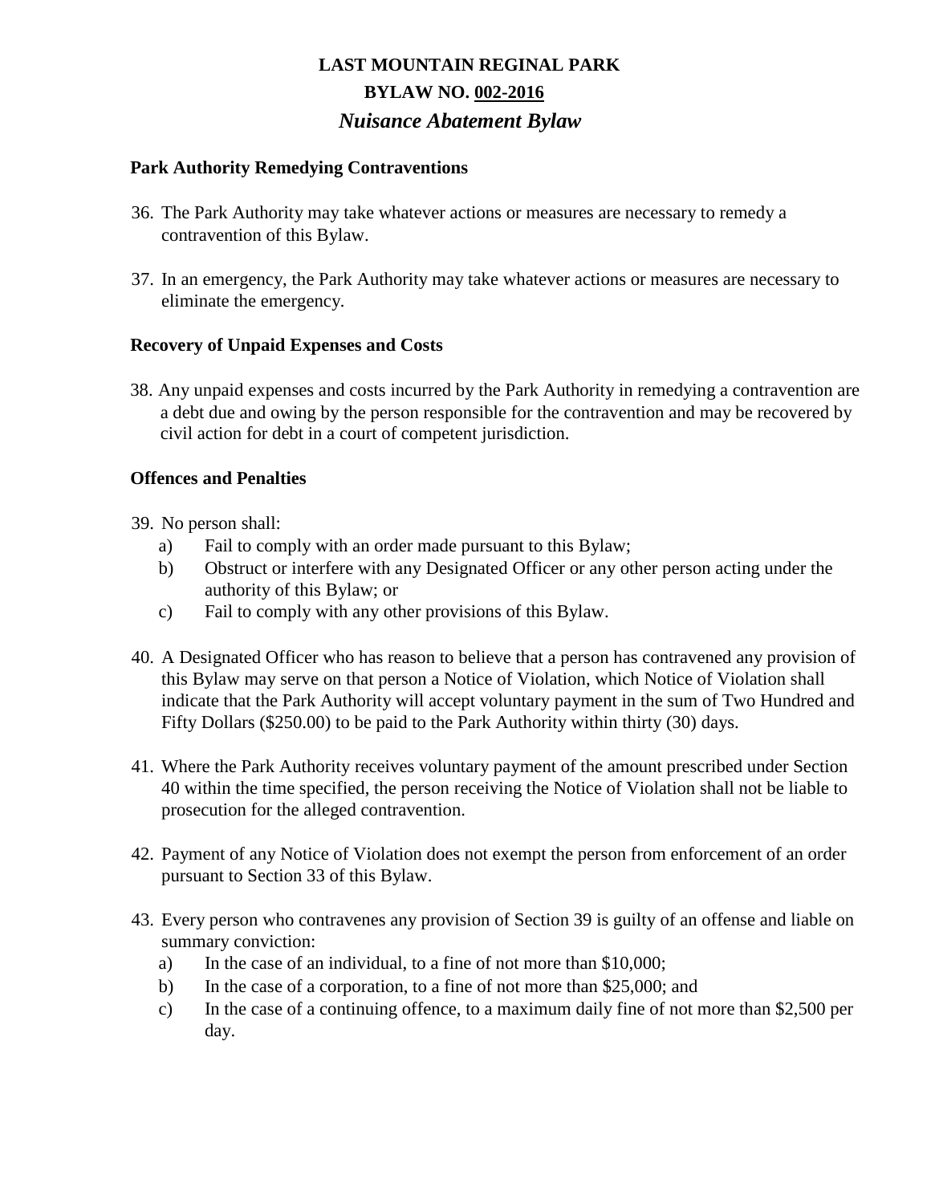# LAST MOUNTAIN REGINAL PARK

## BYLAW NO. 002-2016

### *Nuisance Abatement Bylaw*

**Park Authority Remedying Contraventions**

36. The Park Authority may take whatever actions or measures are necessary to remedy a contravention of this Bylaw.

37. In an emergency, the Park Authority may take whatever actions or measures are necessary to eliminate the emergency.

**Recovery of Unpaid Expenses and Costs**

38. Any unpaid expenses and costs incurred by the Park Authority in remedying a contravention are a debt due and owing by the person responsible for the contravention and may be recovered by civil action for debt in a court of competent jurisdiction.

**Offences and Penalties**

39. No person shall:
    a) Fail to comply with an order made pursuant to this Bylaw;
    b) Obstruct or interfere with any Designated Officer or any other person acting under the authority of this Bylaw; or
    c) Fail to comply with any other provisions of this Bylaw.

40. A Designated Officer who has reason to believe that a person has contravened any provision of this Bylaw may serve on that person a Notice of Violation, which Notice of Violation shall indicate that the Park Authority will accept voluntary payment in the sum of Two Hundred and Fifty Dollars ($250.00) to be paid to the Park Authority within thirty (30) days.

41. Where the Park Authority receives voluntary payment of the amount prescribed under Section 40 within the time specified, the person receiving the Notice of Violation shall not be liable to prosecution for the alleged contravention.

42. Payment of any Notice of Violation does not exempt the person from enforcement of an order pursuant to Section 33 of this Bylaw.

43. Every person who contravenes any provision of Section 39 is guilty of an offense and liable on summary conviction:
    a) In the case of an individual, to a fine of not more than $10,000;
    b) In the case of a corporation, to a fine of not more than $25,000; and
    c) In the case of a continuing offence, to a maximum daily fine of not more than $2,500 per day.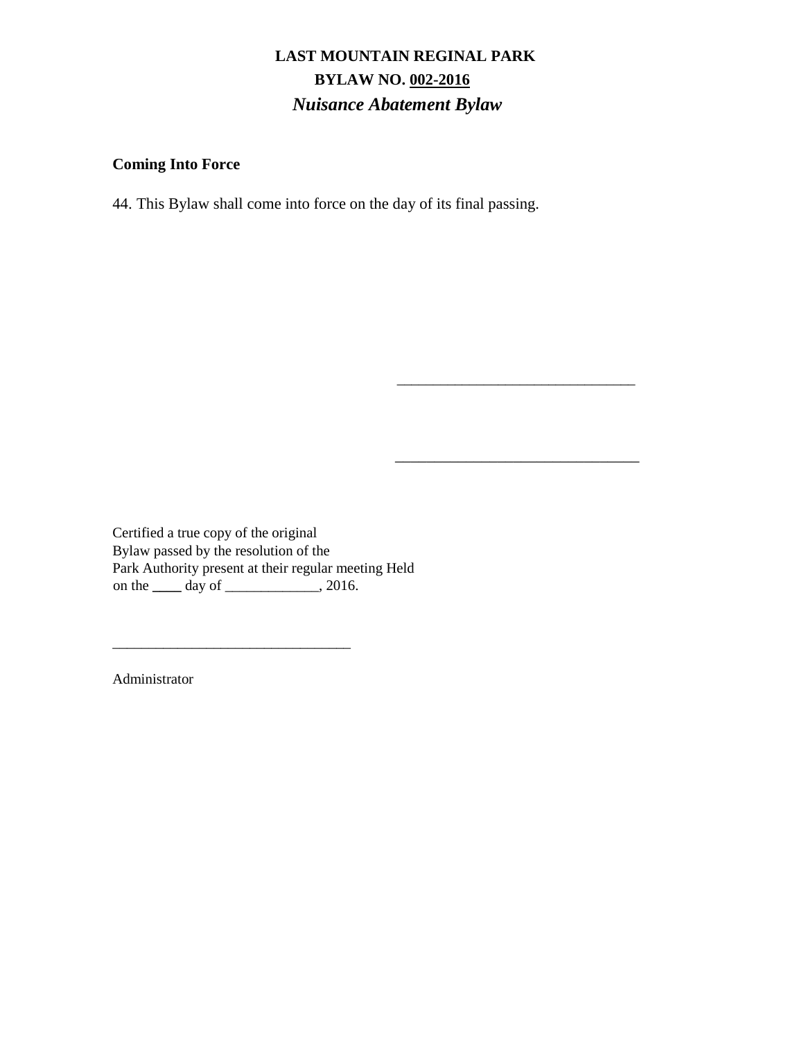**LAST MOUNTAIN REGINAL PARK**
**BYLAW NO. 002-2016**
***Nuisance Abatement Bylaw***

**Coming Into Force**

44. This Bylaw shall come into force on the day of its final passing.

________________________________

________________________________

Certified a true copy of the original
Bylaw passed by the resolution of the
Park Authority present at their regular meeting Held
on the ____ day of _____________, 2016.

________________________________

Administrator